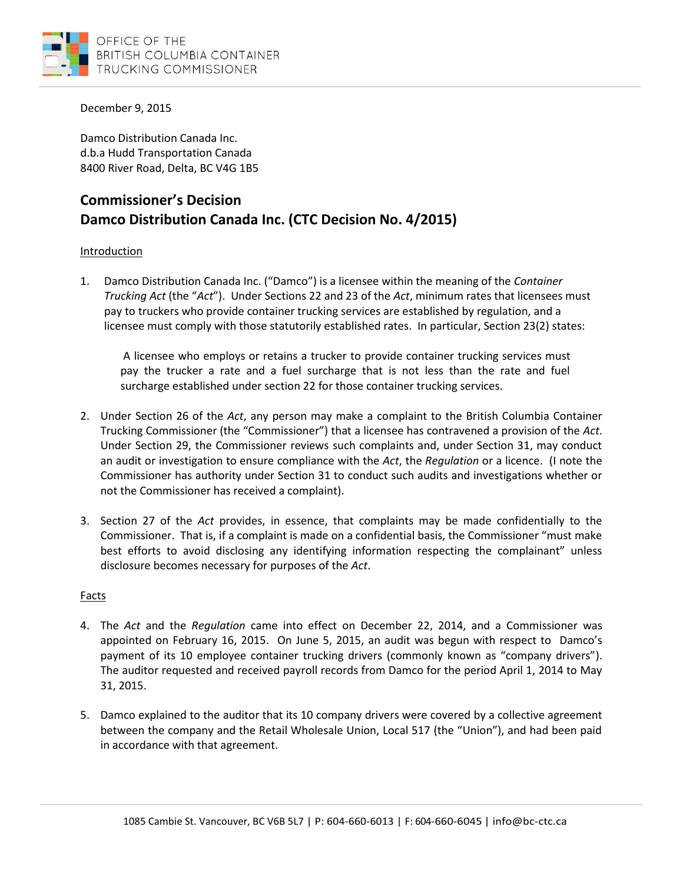OFFICE OF THE
BRITISH COLUMBIA CONTAINER
TRUCKING COMMISSIONER

December 9, 2015

Damco Distribution Canada Inc.
d.b.a Hudd Transportation Canada
8400 River Road, Delta, BC V4G 1B5

## Commissioner's Decision
## Damco Distribution Canada Inc. (CTC Decision No. 4/2015)

Introduction

1. Damco Distribution Canada Inc. ("Damco") is a licensee within the meaning of the *Container Trucking Act* (the "*Act*"). Under Sections 22 and 23 of the *Act*, minimum rates that licensees must pay to truckers who provide container trucking services are established by regulation, and a licensee must comply with those statutorily established rates. In particular, Section 23(2) states:

   > A licensee who employs or retains a trucker to provide container trucking services must pay the trucker a rate and a fuel surcharge that is not less than the rate and fuel surcharge established under section 22 for those container trucking services.

2. Under Section 26 of the *Act*, any person may make a complaint to the British Columbia Container Trucking Commissioner (the "Commissioner") that a licensee has contravened a provision of the *Act*. Under Section 29, the Commissioner reviews such complaints and, under Section 31, may conduct an audit or investigation to ensure compliance with the *Act*, the *Regulation* or a licence. (I note the Commissioner has authority under Section 31 to conduct such audits and investigations whether or not the Commissioner has received a complaint).

3. Section 27 of the *Act* provides, in essence, that complaints may be made confidentially to the Commissioner. That is, if a complaint is made on a confidential basis, the Commissioner "must make best efforts to avoid disclosing any identifying information respecting the complainant" unless disclosure becomes necessary for purposes of the *Act*.

Facts

4. The *Act* and the *Regulation* came into effect on December 22, 2014, and a Commissioner was appointed on February 16, 2015. On June 5, 2015, an audit was begun with respect to Damco's payment of its 10 employee container trucking drivers (commonly known as "company drivers"). The auditor requested and received payroll records from Damco for the period April 1, 2014 to May 31, 2015.

5. Damco explained to the auditor that its 10 company drivers were covered by a collective agreement between the company and the Retail Wholesale Union, Local 517 (the "Union"), and had been paid in accordance with that agreement.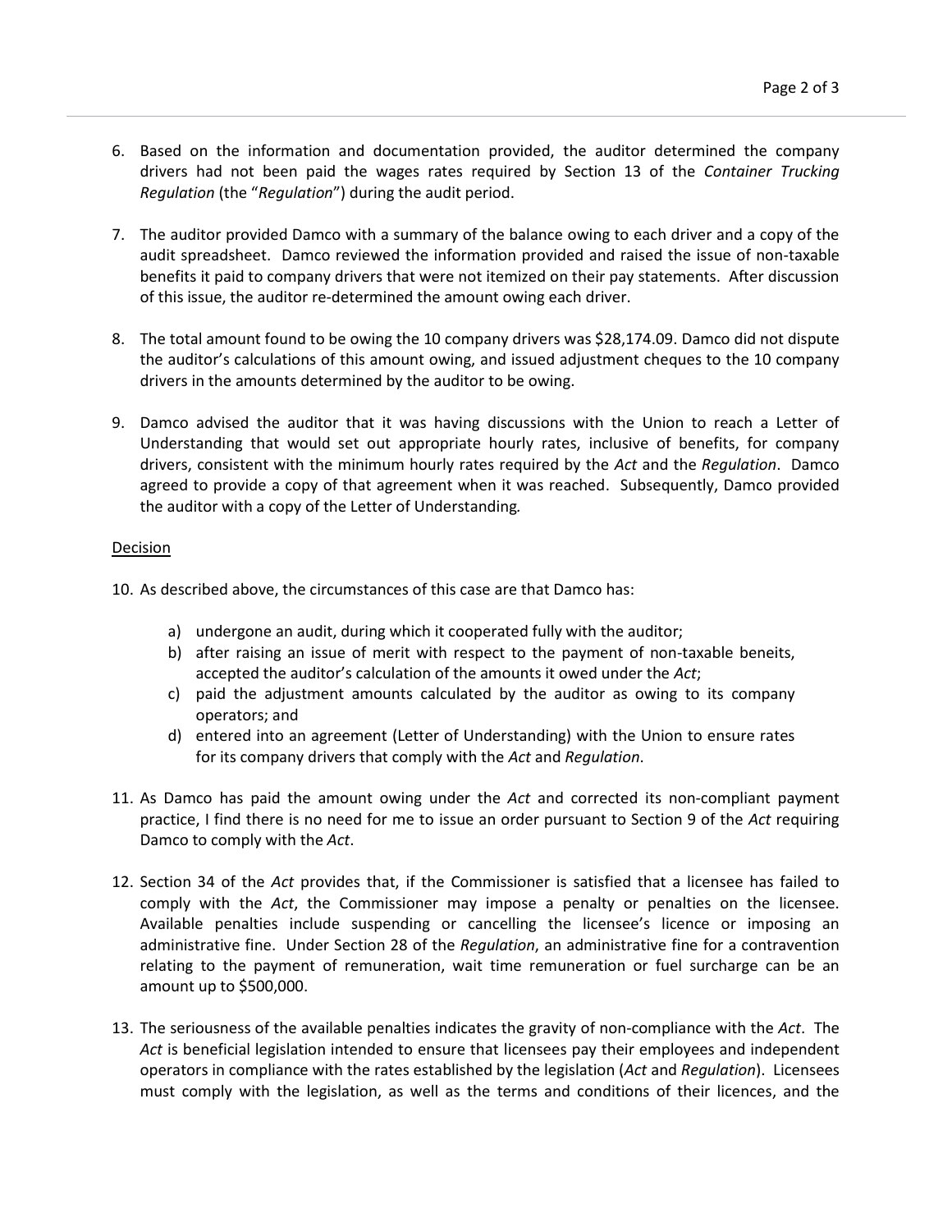6. Based on the information and documentation provided, the auditor determined the company drivers had not been paid the wages rates required by Section 13 of the *Container Trucking Regulation* (the "*Regulation*") during the audit period.

7. The auditor provided Damco with a summary of the balance owing to each driver and a copy of the audit spreadsheet. Damco reviewed the information provided and raised the issue of non-taxable benefits it paid to company drivers that were not itemized on their pay statements. After discussion of this issue, the auditor re-determined the amount owing each driver.

8. The total amount found to be owing the 10 company drivers was $28,174.09. Damco did not dispute the auditor's calculations of this amount owing, and issued adjustment cheques to the 10 company drivers in the amounts determined by the auditor to be owing.

9. Damco advised the auditor that it was having discussions with the Union to reach a Letter of Understanding that would set out appropriate hourly rates, inclusive of benefits, for company drivers, consistent with the minimum hourly rates required by the *Act* and the *Regulation*. Damco agreed to provide a copy of that agreement when it was reached. Subsequently, Damco provided the auditor with a copy of the Letter of Understanding*.*

<u>Decision</u>

10. As described above, the circumstances of this case are that Damco has:

    a) undergone an audit, during which it cooperated fully with the auditor;
    b) after raising an issue of merit with respect to the payment of non-taxable beneits, accepted the auditor's calculation of the amounts it owed under the *Act*;
    c) paid the adjustment amounts calculated by the auditor as owing to its company operators; and
    d) entered into an agreement (Letter of Understanding) with the Union to ensure rates for its company drivers that comply with the *Act* and *Regulation*.

11. As Damco has paid the amount owing under the *Act* and corrected its non-compliant payment practice, I find there is no need for me to issue an order pursuant to Section 9 of the *Act* requiring Damco to comply with the *Act*.

12. Section 34 of the *Act* provides that, if the Commissioner is satisfied that a licensee has failed to comply with the *Act*, the Commissioner may impose a penalty or penalties on the licensee. Available penalties include suspending or cancelling the licensee's licence or imposing an administrative fine. Under Section 28 of the *Regulation*, an administrative fine for a contravention relating to the payment of remuneration, wait time remuneration or fuel surcharge can be an amount up to $500,000.

13. The seriousness of the available penalties indicates the gravity of non-compliance with the *Act*. The *Act* is beneficial legislation intended to ensure that licensees pay their employees and independent operators in compliance with the rates established by the legislation (*Act* and *Regulation*). Licensees must comply with the legislation, as well as the terms and conditions of their licences, and the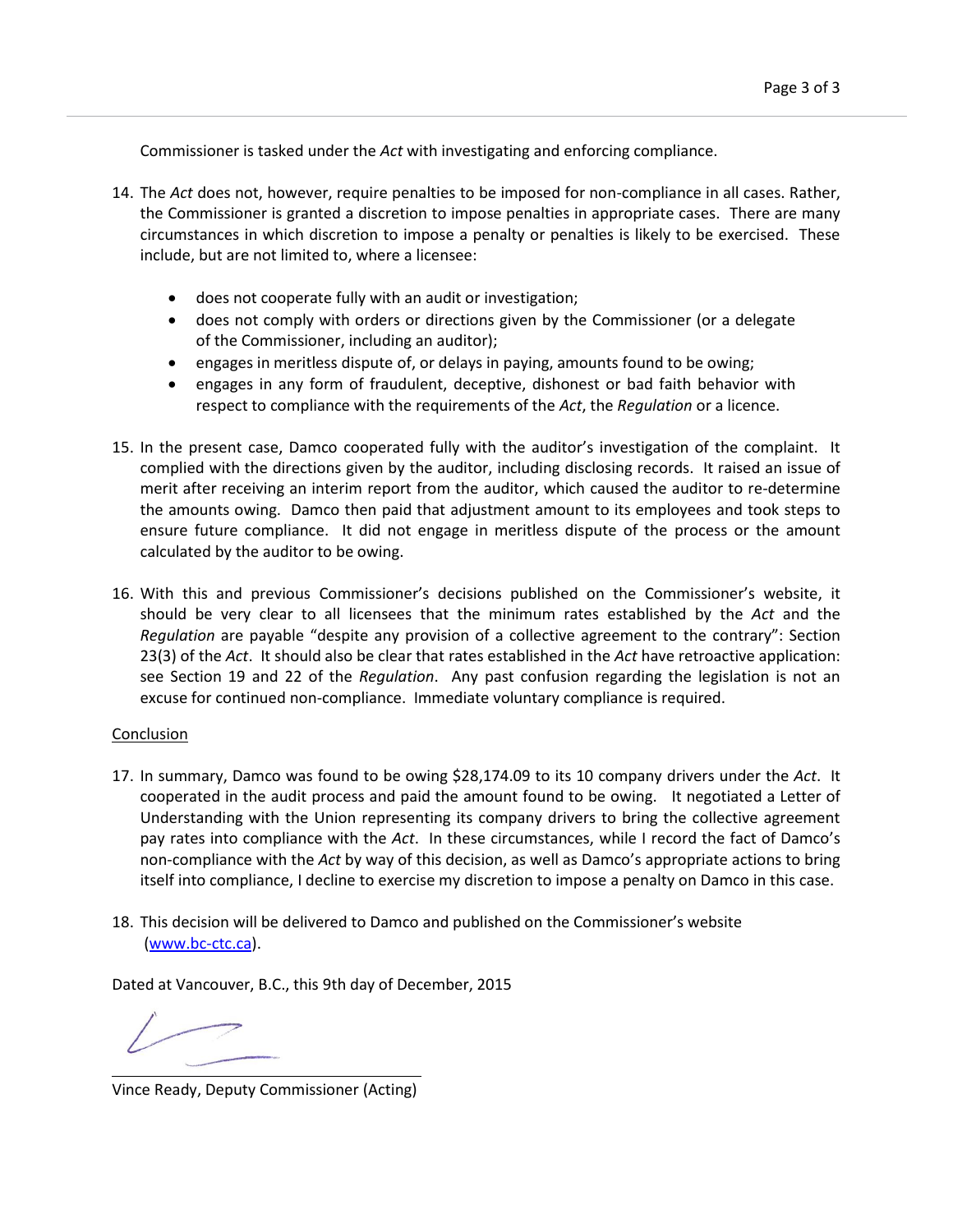Commissioner is tasked under the *Act* with investigating and enforcing compliance.

14. The *Act* does not, however, require penalties to be imposed for non-compliance in all cases. Rather, the Commissioner is granted a discretion to impose penalties in appropriate cases. There are many circumstances in which discretion to impose a penalty or penalties is likely to be exercised. These include, but are not limited to, where a licensee:

    - does not cooperate fully with an audit or investigation;
    - does not comply with orders or directions given by the Commissioner (or a delegate of the Commissioner, including an auditor);
    - engages in meritless dispute of, or delays in paying, amounts found to be owing;
    - engages in any form of fraudulent, deceptive, dishonest or bad faith behavior with respect to compliance with the requirements of the *Act*, the *Regulation* or a licence.

15. In the present case, Damco cooperated fully with the auditor's investigation of the complaint. It complied with the directions given by the auditor, including disclosing records. It raised an issue of merit after receiving an interim report from the auditor, which caused the auditor to re-determine the amounts owing. Damco then paid that adjustment amount to its employees and took steps to ensure future compliance. It did not engage in meritless dispute of the process or the amount calculated by the auditor to be owing.

16. With this and previous Commissioner's decisions published on the Commissioner's website, it should be very clear to all licensees that the minimum rates established by the *Act* and the *Regulation* are payable "despite any provision of a collective agreement to the contrary": Section 23(3) of the *Act*. It should also be clear that rates established in the *Act* have retroactive application: see Section 19 and 22 of the *Regulation*. Any past confusion regarding the legislation is not an excuse for continued non-compliance. Immediate voluntary compliance is required.

<u>Conclusion</u>

17. In summary, Damco was found to be owing $28,174.09 to its 10 company drivers under the *Act*. It cooperated in the audit process and paid the amount found to be owing. It negotiated a Letter of Understanding with the Union representing its company drivers to bring the collective agreement pay rates into compliance with the *Act*. In these circumstances, while I record the fact of Damco's non-compliance with the *Act* by way of this decision, as well as Damco's appropriate actions to bring itself into compliance, I decline to exercise my discretion to impose a penalty on Damco in this case.

18. This decision will be delivered to Damco and published on the Commissioner's website ([www.bc-ctc.ca](www.bc-ctc.ca)).

Dated at Vancouver, B.C., this 9th day of December, 2015

Vince Ready, Deputy Commissioner (Acting)